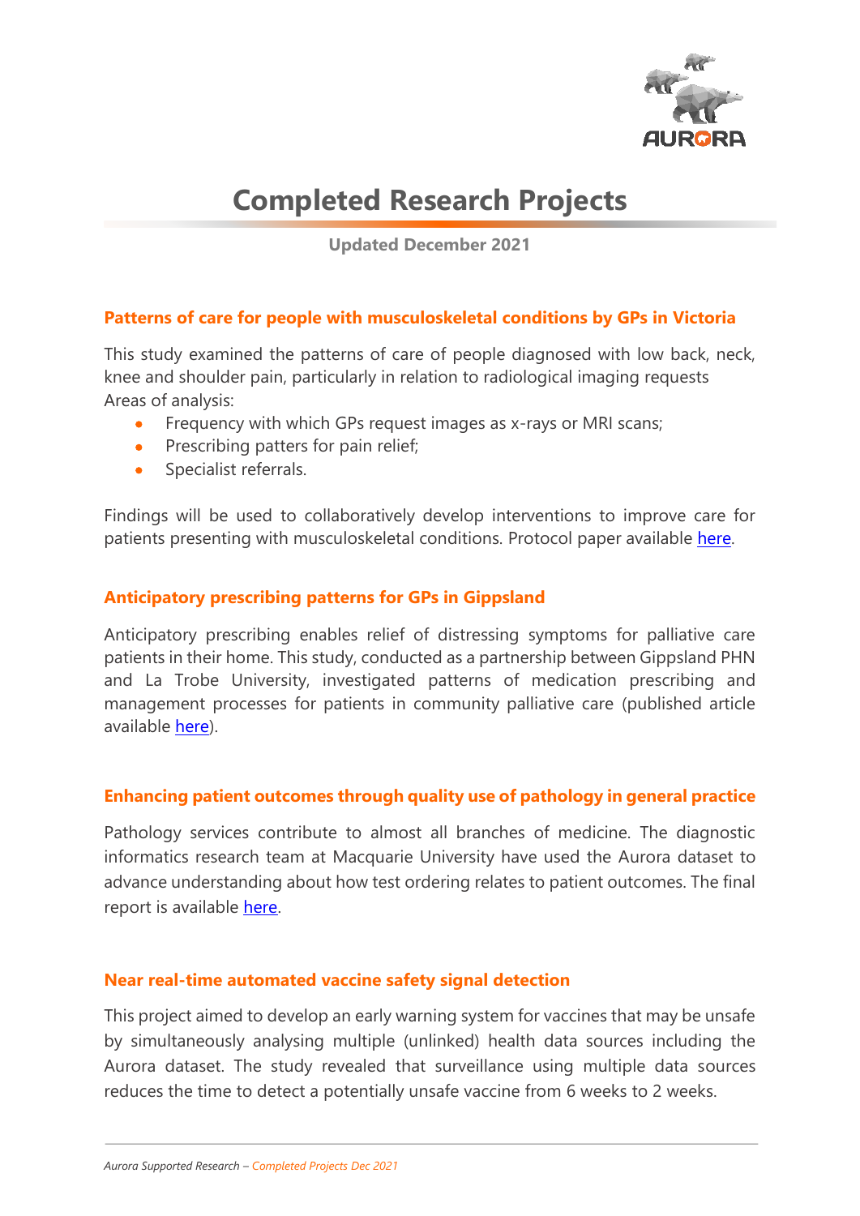# Completed Research Projects

**Updated December 2021**

### Patterns of care for people with musculoskeletal conditions by GPs in Victoria

This study examined the patterns of care of people diagnosed with low back, neck, knee and shoulder pain, particularly in relation to radiological imaging requests
Areas of analysis:

- Frequency with which GPs request images as x-rays or MRI scans;
- Prescribing patters for pain relief;
- Specialist referrals.

Findings will be used to collaboratively develop interventions to improve care for patients presenting with musculoskeletal conditions. Protocol paper available here.

### Anticipatory prescribing patterns for GPs in Gippsland

Anticipatory prescribing enables relief of distressing symptoms for palliative care patients in their home. This study, conducted as a partnership between Gippsland PHN and La Trobe University, investigated patterns of medication prescribing and management processes for patients in community palliative care (published article available here).

### Enhancing patient outcomes through quality use of pathology in general practice

Pathology services contribute to almost all branches of medicine. The diagnostic informatics research team at Macquarie University have used the Aurora dataset to advance understanding about how test ordering relates to patient outcomes. The final report is available here.

### Near real-time automated vaccine safety signal detection

This project aimed to develop an early warning system for vaccines that may be unsafe by simultaneously analysing multiple (unlinked) health data sources including the Aurora dataset. The study revealed that surveillance using multiple data sources reduces the time to detect a potentially unsafe vaccine from 6 weeks to 2 weeks.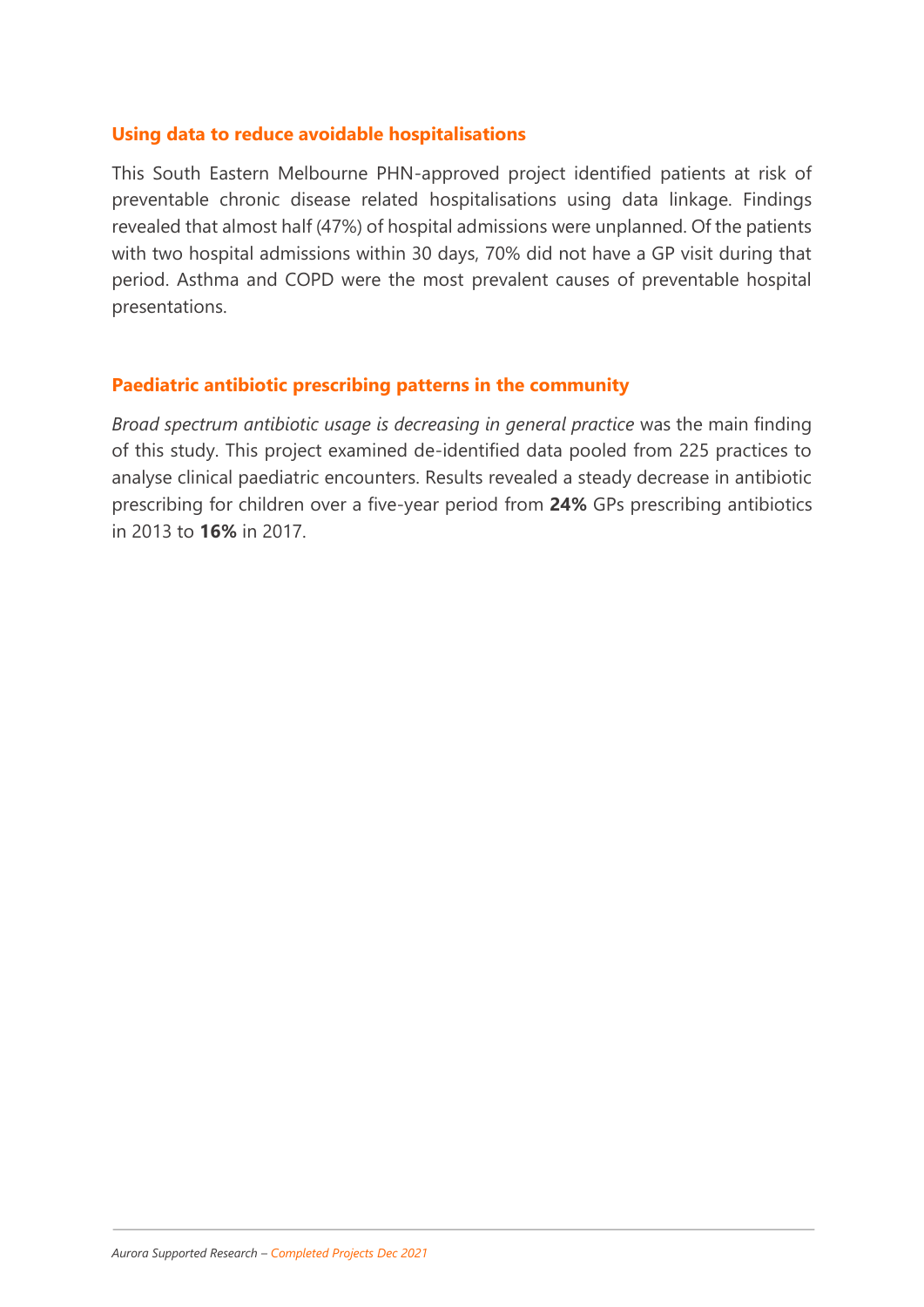## Using data to reduce avoidable hospitalisations

This South Eastern Melbourne PHN-approved project identified patients at risk of preventable chronic disease related hospitalisations using data linkage. Findings revealed that almost half (47%) of hospital admissions were unplanned. Of the patients with two hospital admissions within 30 days, 70% did not have a GP visit during that period. Asthma and COPD were the most prevalent causes of preventable hospital presentations.

## Paediatric antibiotic prescribing patterns in the community

*Broad spectrum antibiotic usage is decreasing in general practice* was the main finding of this study. This project examined de-identified data pooled from 225 practices to analyse clinical paediatric encounters. Results revealed a steady decrease in antibiotic prescribing for children over a five-year period from **24%** GPs prescribing antibiotics in 2013 to **16%** in 2017.